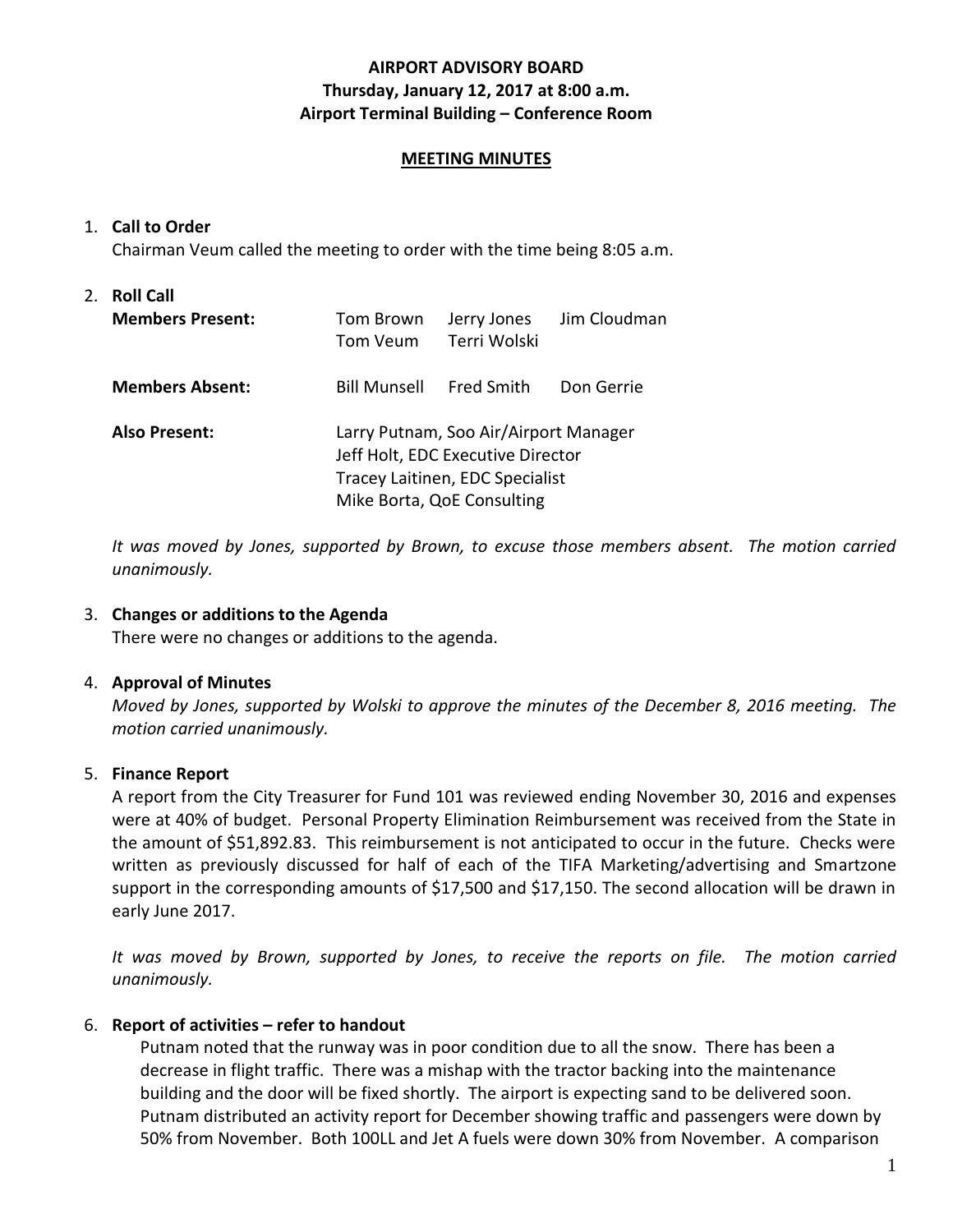**AIRPORT ADVISORY BOARD**
**Thursday, January 12, 2017 at 8:00 a.m.**
**Airport Terminal Building – Conference Room**

**MEETING MINUTES**

1. **Call to Order**
   Chairman Veum called the meeting to order with the time being 8:05 a.m.

2. **Roll Call**

| | | | |
|---|---|---|---|
| **Members Present:** | Tom Brown | Jerry Jones | Jim Cloudman |
| | Tom Veum | Terri Wolski | |
| **Members Absent:** | Bill Munsell | Fred Smith | Don Gerrie |

   **Also Present:** Larry Putnam, Soo Air/Airport Manager
   Jeff Holt, EDC Executive Director
   Tracey Laitinen, EDC Specialist
   Mike Borta, QoE Consulting

   *It was moved by Jones, supported by Brown, to excuse those members absent. The motion carried unanimously.*

3. **Changes or additions to the Agenda**
   There were no changes or additions to the agenda.

4. **Approval of Minutes**
   *Moved by Jones, supported by Wolski to approve the minutes of the December 8, 2016 meeting. The motion carried unanimously.*

5. **Finance Report**
   A report from the City Treasurer for Fund 101 was reviewed ending November 30, 2016 and expenses were at 40% of budget. Personal Property Elimination Reimbursement was received from the State in the amount of $51,892.83. This reimbursement is not anticipated to occur in the future. Checks were written as previously discussed for half of each of the TIFA Marketing/advertising and Smartzone support in the corresponding amounts of $17,500 and $17,150. The second allocation will be drawn in early June 2017.

   *It was moved by Brown, supported by Jones, to receive the reports on file. The motion carried unanimously.*

6. **Report of activities – refer to handout**
   Putnam noted that the runway was in poor condition due to all the snow. There has been a decrease in flight traffic. There was a mishap with the tractor backing into the maintenance building and the door will be fixed shortly. The airport is expecting sand to be delivered soon. Putnam distributed an activity report for December showing traffic and passengers were down by 50% from November. Both 100LL and Jet A fuels were down 30% from November. A comparison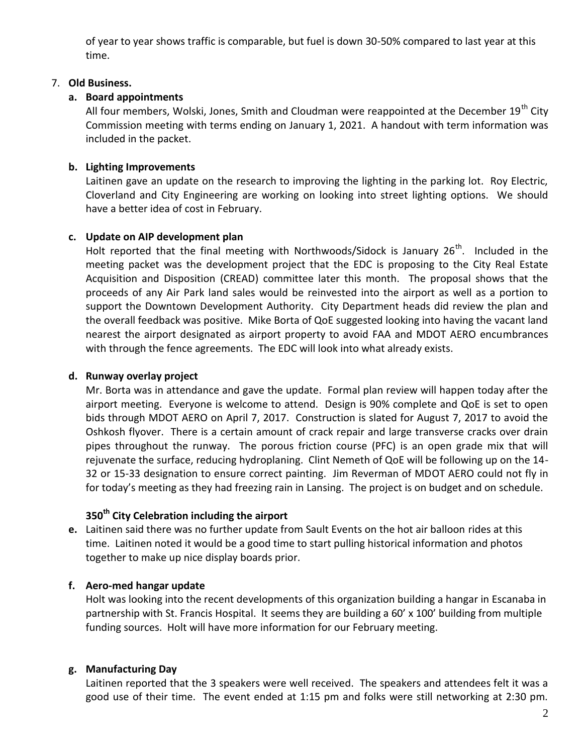of year to year shows traffic is comparable, but fuel is down 30-50% compared to last year at this time.

7. **Old Business.**

   **a. Board appointments**

   All four members, Wolski, Jones, Smith and Cloudman were reappointed at the December 19th City Commission meeting with terms ending on January 1, 2021. A handout with term information was included in the packet.

   **b. Lighting Improvements**

   Laitinen gave an update on the research to improving the lighting in the parking lot. Roy Electric, Cloverland and City Engineering are working on looking into street lighting options. We should have a better idea of cost in February.

   **c. Update on AIP development plan**

   Holt reported that the final meeting with Northwoods/Sidock is January 26th. Included in the meeting packet was the development project that the EDC is proposing to the City Real Estate Acquisition and Disposition (CREAD) committee later this month. The proposal shows that the proceeds of any Air Park land sales would be reinvested into the airport as well as a portion to support the Downtown Development Authority. City Department heads did review the plan and the overall feedback was positive. Mike Borta of QoE suggested looking into having the vacant land nearest the airport designated as airport property to avoid FAA and MDOT AERO encumbrances with through the fence agreements. The EDC will look into what already exists.

   **d. Runway overlay project**

   Mr. Borta was in attendance and gave the update. Formal plan review will happen today after the airport meeting. Everyone is welcome to attend. Design is 90% complete and QoE is set to open bids through MDOT AERO on April 7, 2017. Construction is slated for August 7, 2017 to avoid the Oshkosh flyover. There is a certain amount of crack repair and large transverse cracks over drain pipes throughout the runway. The porous friction course (PFC) is an open grade mix that will rejuvenate the surface, reducing hydroplaning. Clint Nemeth of QoE will be following up on the 14-32 or 15-33 designation to ensure correct painting. Jim Reverman of MDOT AERO could not fly in for today's meeting as they had freezing rain in Lansing. The project is on budget and on schedule.

   **e. 350th City Celebration including the airport**

   Laitinen said there was no further update from Sault Events on the hot air balloon rides at this time. Laitinen noted it would be a good time to start pulling historical information and photos together to make up nice display boards prior.

   **f. Aero-med hangar update**

   Holt was looking into the recent developments of this organization building a hangar in Escanaba in partnership with St. Francis Hospital. It seems they are building a 60' x 100' building from multiple funding sources. Holt will have more information for our February meeting.

   **g. Manufacturing Day**

   Laitinen reported that the 3 speakers were well received. The speakers and attendees felt it was a good use of their time. The event ended at 1:15 pm and folks were still networking at 2:30 pm.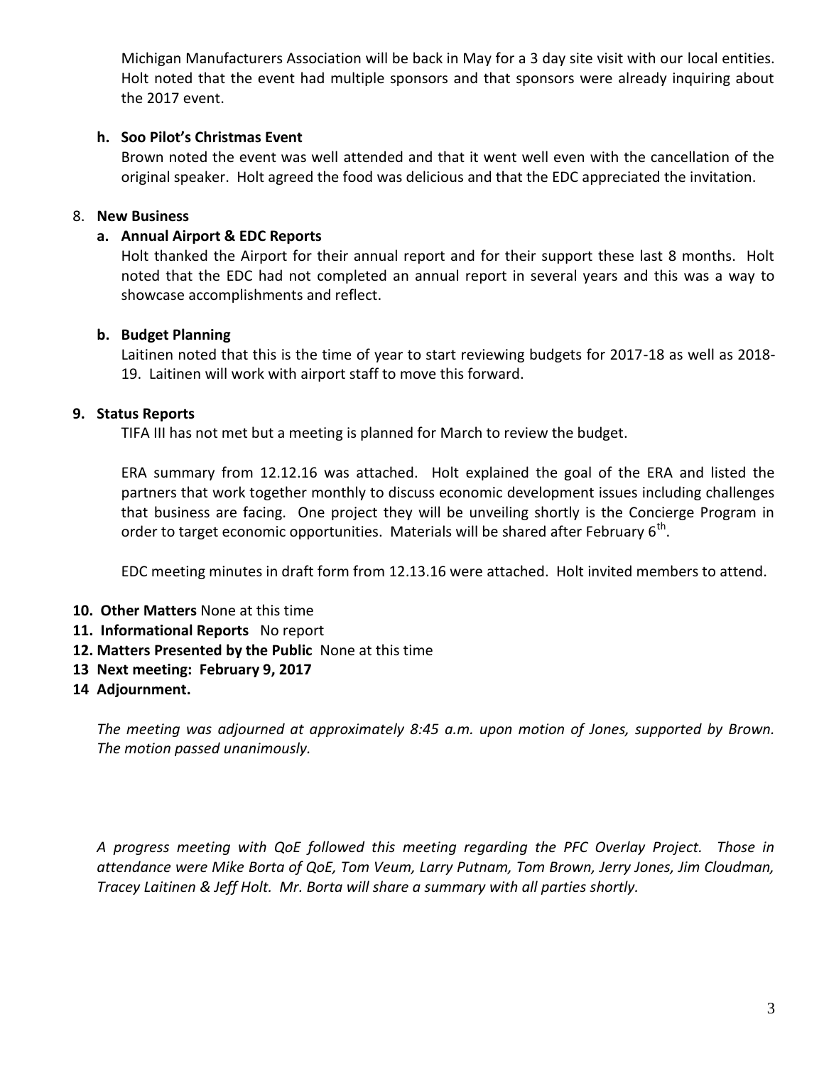Michigan Manufacturers Association will be back in May for a 3 day site visit with our local entities. Holt noted that the event had multiple sponsors and that sponsors were already inquiring about the 2017 event.

**h. Soo Pilot's Christmas Event**

Brown noted the event was well attended and that it went well even with the cancellation of the original speaker. Holt agreed the food was delicious and that the EDC appreciated the invitation.

8. **New Business**

**a. Annual Airport & EDC Reports**

Holt thanked the Airport for their annual report and for their support these last 8 months. Holt noted that the EDC had not completed an annual report in several years and this was a way to showcase accomplishments and reflect.

**b. Budget Planning**

Laitinen noted that this is the time of year to start reviewing budgets for 2017-18 as well as 2018-19. Laitinen will work with airport staff to move this forward.

**9. Status Reports**

TIFA III has not met but a meeting is planned for March to review the budget.

ERA summary from 12.12.16 was attached. Holt explained the goal of the ERA and listed the partners that work together monthly to discuss economic development issues including challenges that business are facing. One project they will be unveiling shortly is the Concierge Program in order to target economic opportunities. Materials will be shared after February 6th.

EDC meeting minutes in draft form from 12.13.16 were attached. Holt invited members to attend.

**10. Other Matters** None at this time
**11. Informational Reports** No report
**12. Matters Presented by the Public** None at this time
**13 Next meeting: February 9, 2017**
**14 Adjournment.**

*The meeting was adjourned at approximately 8:45 a.m. upon motion of Jones, supported by Brown. The motion passed unanimously.*

*A progress meeting with QoE followed this meeting regarding the PFC Overlay Project. Those in attendance were Mike Borta of QoE, Tom Veum, Larry Putnam, Tom Brown, Jerry Jones, Jim Cloudman, Tracey Laitinen & Jeff Holt. Mr. Borta will share a summary with all parties shortly.*